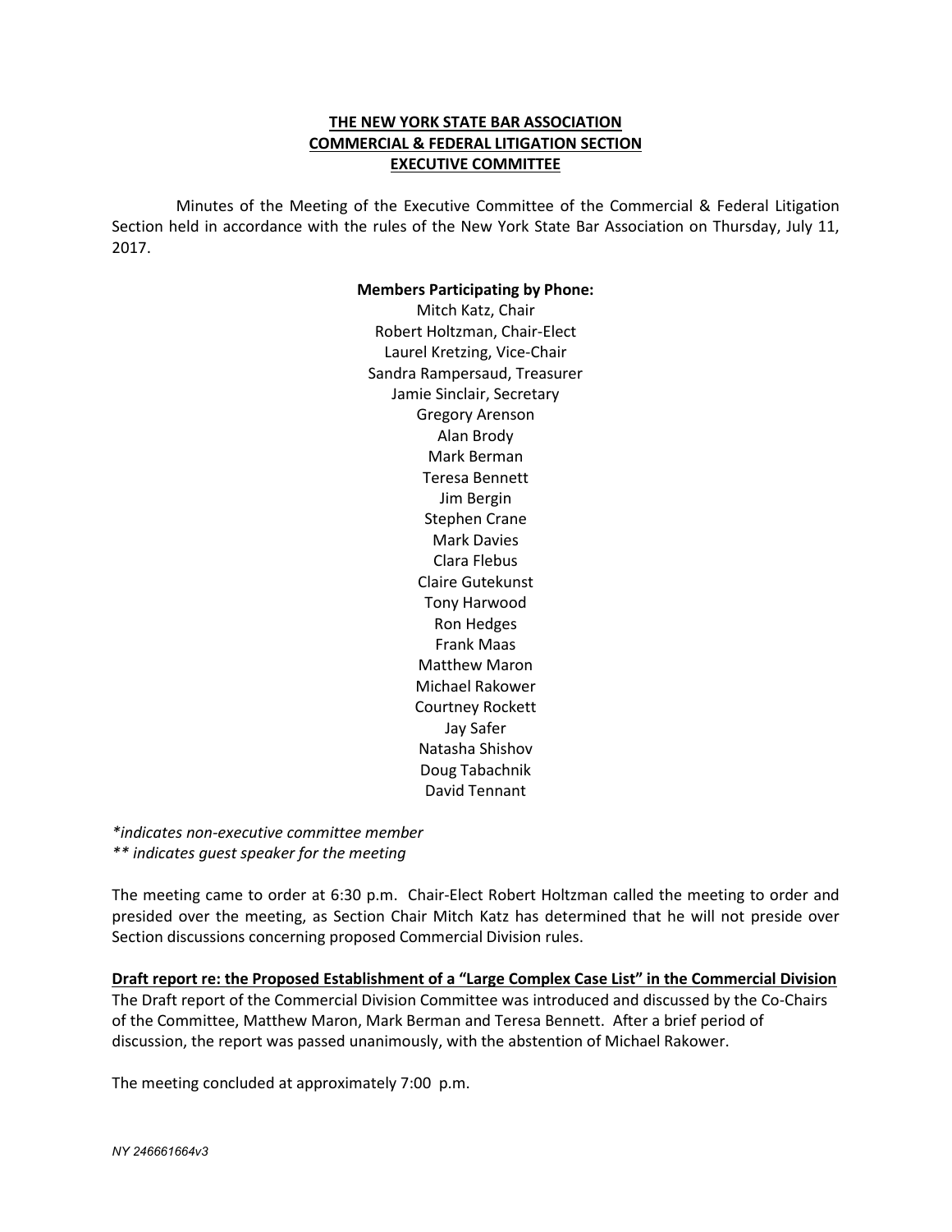**THE NEW YORK STATE BAR ASSOCIATION**
**COMMERCIAL & FEDERAL LITIGATION SECTION**
**EXECUTIVE COMMITTEE**

Minutes of the Meeting of the Executive Committee of the Commercial & Federal Litigation Section held in accordance with the rules of the New York State Bar Association on Thursday, July 11, 2017.

**Members Participating by Phone:**

Mitch Katz, Chair
Robert Holtzman, Chair-Elect
Laurel Kretzing, Vice-Chair
Sandra Rampersaud, Treasurer
Jamie Sinclair, Secretary
Gregory Arenson
Alan Brody
Mark Berman
Teresa Bennett
Jim Bergin
Stephen Crane
Mark Davies
Clara Flebus
Claire Gutekunst
Tony Harwood
Ron Hedges
Frank Maas
Matthew Maron
Michael Rakower
Courtney Rockett
Jay Safer
Natasha Shishov
Doug Tabachnik
David Tennant

*\*indicates non-executive committee member*
*\*\* indicates guest speaker for the meeting*

The meeting came to order at 6:30 p.m. Chair-Elect Robert Holtzman called the meeting to order and presided over the meeting, as Section Chair Mitch Katz has determined that he will not preside over Section discussions concerning proposed Commercial Division rules.

**Draft report re: the Proposed Establishment of a "Large Complex Case List" in the Commercial Division**

The Draft report of the Commercial Division Committee was introduced and discussed by the Co-Chairs of the Committee, Matthew Maron, Mark Berman and Teresa Bennett. After a brief period of discussion, the report was passed unanimously, with the abstention of Michael Rakower.

The meeting concluded at approximately 7:00 p.m.

*NY 246661664v3*